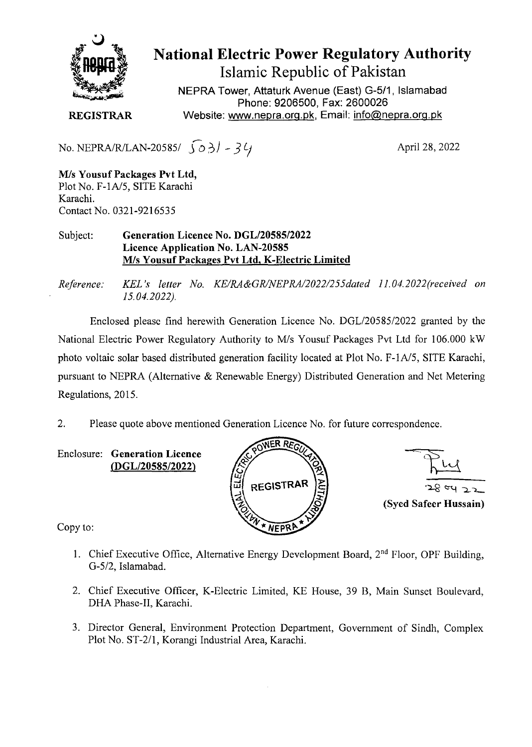# National Electric Power Regulatory Authority

## Islamic Republic of Pakistan

NEPRA Tower, Attaturk Avenue (East) G-5/1, Islamabad
Phone: 9206500, Fax: 2600026
Website: www.nepra.org.pk, Email: info@nepra.org.pk

**REGISTRAR**

No. NEPRA/R/LAN-20585/ 5031 - 34

April 28, 2022

**M/s Yousuf Packages Pvt Ltd,**
Plot No. F-1A/5, SITE Karachi
Karachi.
Contact No. 0321-9216535

Subject: **Generation Licence No. DGL/20585/2022**
**Licence Application No. LAN-20585**
**M/s Yousuf Packages Pvt Ltd, K-Electric Limited**

*Reference: KEL's letter No. KE/RA&GR/NEPRA/2022/255dated 11.04.2022(received on 15.04.2022).*

Enclosed please find herewith Generation Licence No. DGL/20585/2022 granted by the National Electric Power Regulatory Authority to M/s Yousuf Packages Pvt Ltd for 106.000 kW photo voltaic solar based distributed generation facility located at Plot No. F-1A/5, SITE Karachi, pursuant to NEPRA (Alternative & Renewable Energy) Distributed Generation and Net Metering Regulations, 2015.

2. Please quote above mentioned Generation Licence No. for future correspondence.

Enclosure: **Generation Licence (DGL/20585/2022)**

28 04 22
**(Syed Safeer Hussain)**

Copy to:

1. Chief Executive Office, Alternative Energy Development Board, 2nd Floor, OPF Building, G-5/2, Islamabad.
2. Chief Executive Officer, K-Electric Limited, KE House, 39 B, Main Sunset Boulevard, DHA Phase-II, Karachi.
3. Director General, Environment Protection Department, Government of Sindh, Complex Plot No. ST-2/1, Korangi Industrial Area, Karachi.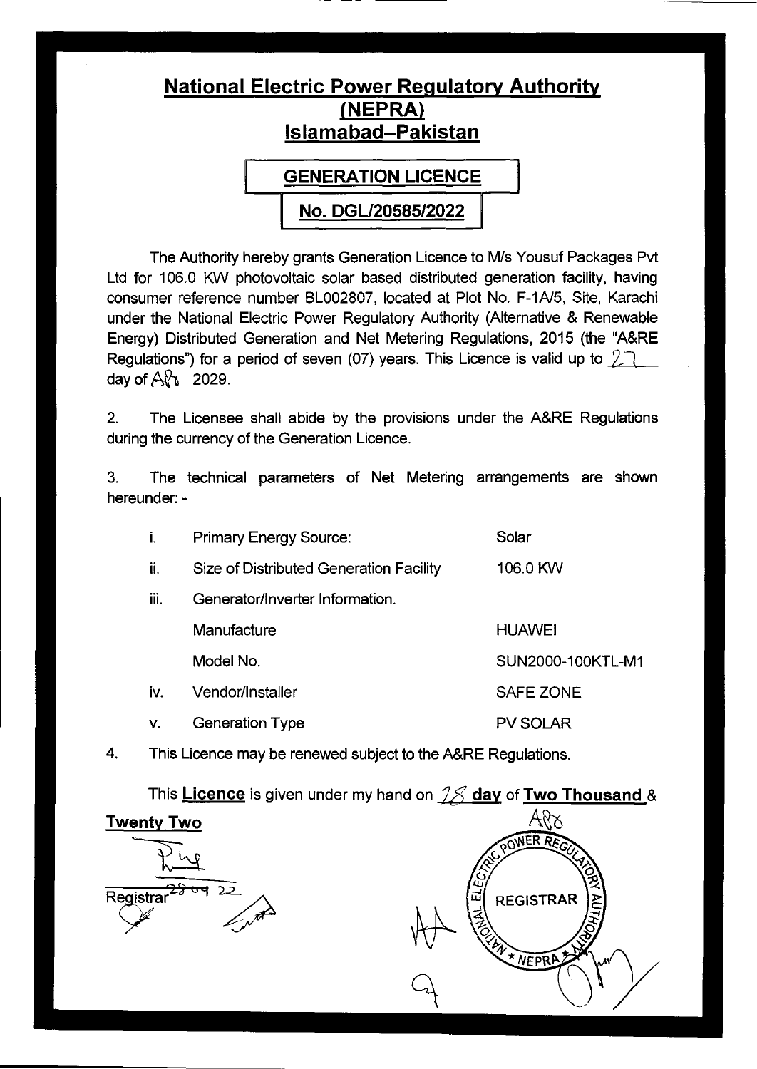# National Electric Power Regulatory Authority (NEPRA) Islamabad–Pakistan

## GENERATION LICENCE

## No. DGL/20585/2022

The Authority hereby grants Generation Licence to M/s Yousuf Packages Pvt Ltd for 106.0 KW photovoltaic solar based distributed generation facility, having consumer reference number BL002807, located at Plot No. F-1A/5, Site, Karachi under the National Electric Power Regulatory Authority (Alternative & Renewable Energy) Distributed Generation and Net Metering Regulations, 2015 (the "A&RE Regulations") for a period of seven (07) years. This Licence is valid up to 27 day of Apr 2029.

2. The Licensee shall abide by the provisions under the A&RE Regulations during the currency of the Generation Licence.

3. The technical parameters of Net Metering arrangements are shown hereunder: -

| | | |
|---|---|---|
| i. | Primary Energy Source: | Solar |
| ii. | Size of Distributed Generation Facility | 106.0 KW |
| iii. | Generator/Inverter Information. | |
| | Manufacture | HUAWEI |
| | Model No. | SUN2000-100KTL-M1 |
| iv. | Vendor/Installer | SAFE ZONE |
| v. | Generation Type | PV SOLAR |

4. This Licence may be renewed subject to the A&RE Regulations.

This **Licence** is given under my hand on 28 **day** of **Two Thousand** & **Twenty Two**

Apr

Registrar 28-04-22

REGISTRAR
NATIONAL ELECTRIC POWER REGULATORY AUTHORITY
NEPRA